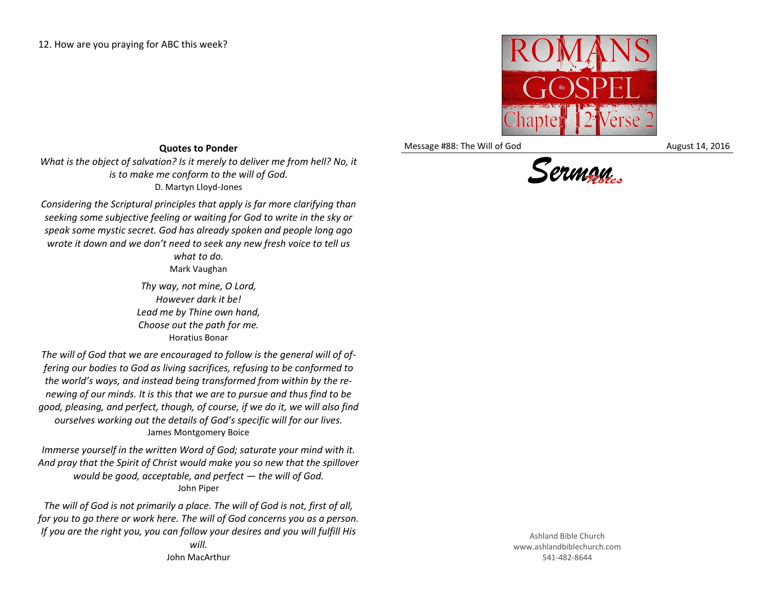12. How are you praying for ABC this week?

**Quotes to Ponder**

*What is the object of salvation? Is it merely to deliver me from hell? No, it is to make me conform to the will of God.*
D. Martyn Lloyd-Jones

*Considering the Scriptural principles that apply is far more clarifying than seeking some subjective feeling or waiting for God to write in the sky or speak some mystic secret. God has already spoken and people long ago wrote it down and we don't need to seek any new fresh voice to tell us what to do.*
Mark Vaughan

*Thy way, not mine, O Lord,*
*However dark it be!*
*Lead me by Thine own hand,*
*Choose out the path for me.*
Horatius Bonar

*The will of God that we are encouraged to follow is the general will of offering our bodies to God as living sacrifices, refusing to be conformed to the world's ways, and instead being transformed from within by the renewing of our minds. It is this that we are to pursue and thus find to be good, pleasing, and perfect, though, of course, if we do it, we will also find ourselves working out the details of God's specific will for our lives.*
James Montgomery Boice

*Immerse yourself in the written Word of God; saturate your mind with it. And pray that the Spirit of Christ would make you so new that the spillover would be good, acceptable, and perfect — the will of God.*
John Piper

*The will of God is not primarily a place. The will of God is not, first of all, for you to go there or work here. The will of God concerns you as a person. If you are the right you, you can follow your desires and you will fulfill His will.*
John MacArthur

ROMANS the GOSPEL Chapter 12 Verse 2

Message #88: The Will of God — August 14, 2016

Sermon Notes

Ashland Bible Church
www.ashlandbiblechurch.com
541-482-8644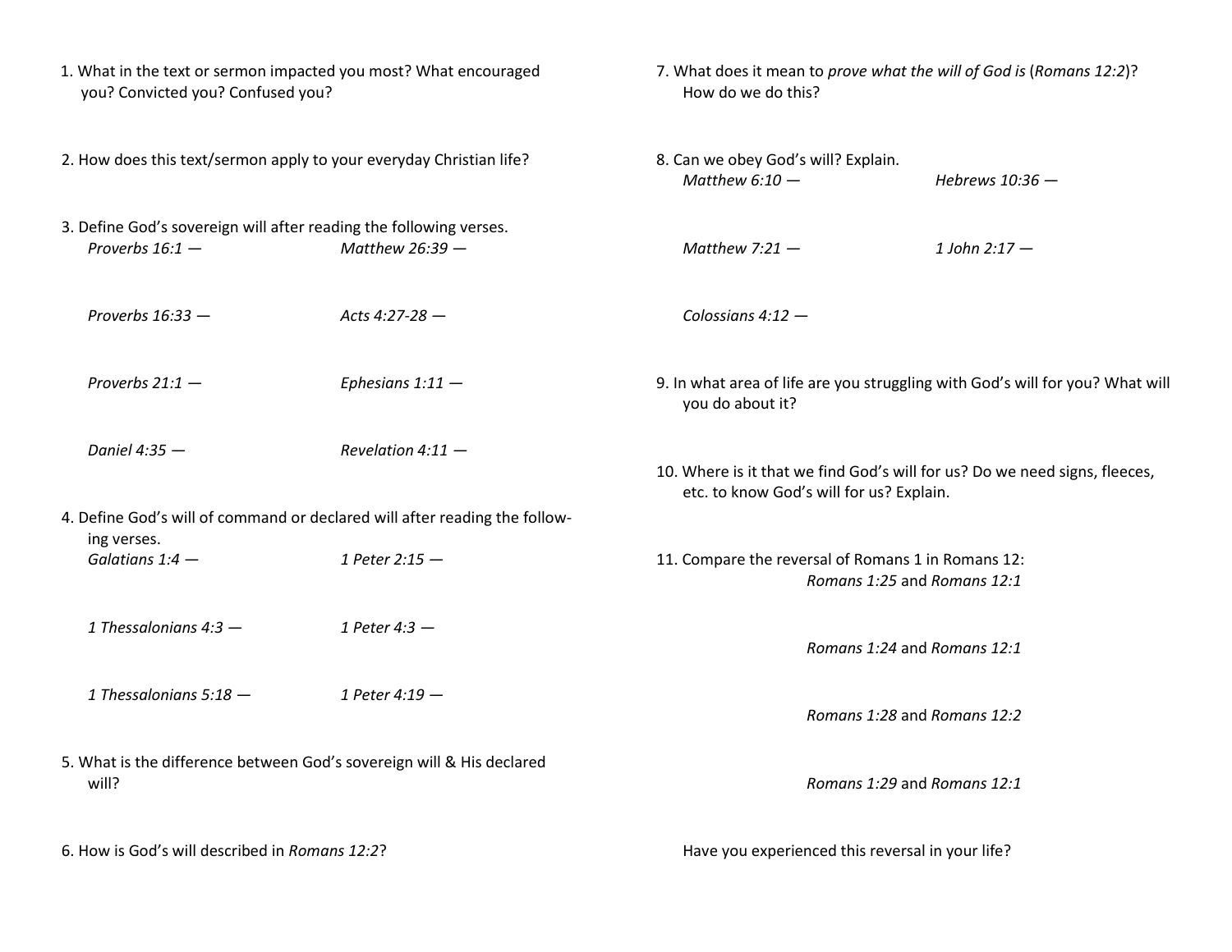1. What in the text or sermon impacted you most? What encouraged you? Convicted you? Confused you?

2. How does this text/sermon apply to your everyday Christian life?

3. Define God's sovereign will after reading the following verses.

   *Proverbs 16:1 —*

   *Matthew 26:39 —*

   *Proverbs 16:33 —*

   *Acts 4:27-28 —*

   *Proverbs 21:1 —*

   *Ephesians 1:11 —*

   *Daniel 4:35 —*

   *Revelation 4:11 —*

4. Define God's will of command or declared will after reading the following verses.

   *Galatians 1:4 —*

   *1 Peter 2:15 —*

   *1 Thessalonians 4:3 —*

   *1 Peter 4:3 —*

   *1 Thessalonians 5:18 —*

   *1 Peter 4:19 —*

5. What is the difference between God's sovereign will & His declared will?

6. How is God's will described in *Romans 12:2*?

7. What does it mean to *prove what the will of God is* (*Romans 12:2*)? How do we do this?

8. Can we obey God's will? Explain.

   *Matthew 6:10 —*

   *Hebrews 10:36 —*

   *Matthew 7:21 —*

   *1 John 2:17 —*

   *Colossians 4:12 —*

9. In what area of life are you struggling with God's will for you? What will you do about it?

10. Where is it that we find God's will for us? Do we need signs, fleeces, etc. to know God's will for us? Explain.

11. Compare the reversal of Romans 1 in Romans 12:

    *Romans 1:25* and *Romans 12:1*

    *Romans 1:24* and *Romans 12:1*

    *Romans 1:28* and *Romans 12:2*

    *Romans 1:29* and *Romans 12:1*

    Have you experienced this reversal in your life?